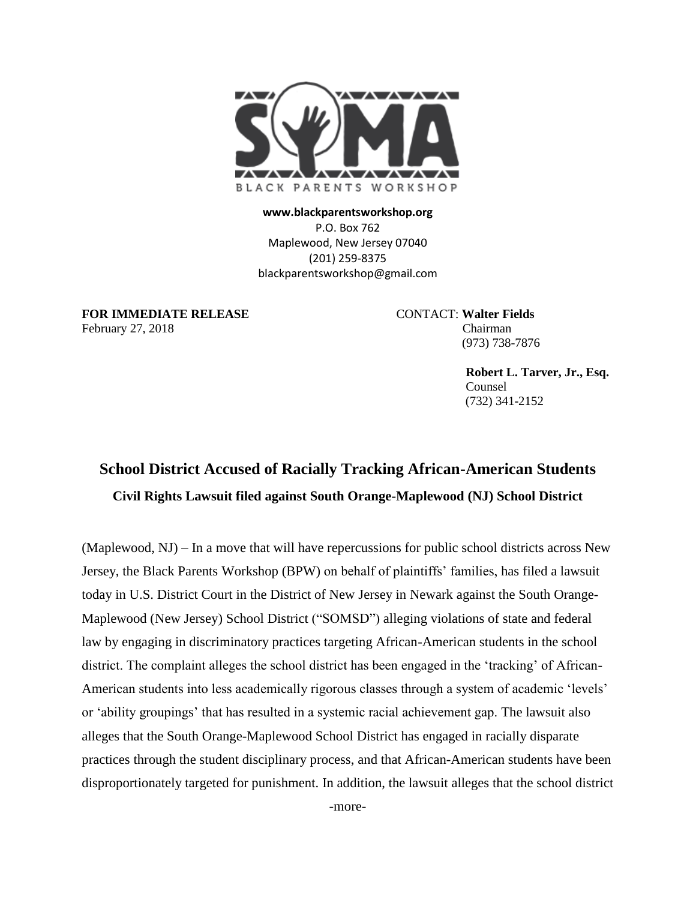SOMA

BLACK PARENTS WORKSHOP

**www.blackparentsworkshop.org**
P.O. Box 762
Maplewood, New Jersey 07040
(201) 259-8375
blackparentsworkshop@gmail.com

**FOR IMMEDIATE RELEASE**
February 27, 2018

CONTACT: **Walter Fields**
Chairman
(973) 738-7876

**Robert L. Tarver, Jr., Esq.**
Counsel
(732) 341-2152

# School District Accused of Racially Tracking African-American Students

### Civil Rights Lawsuit filed against South Orange-Maplewood (NJ) School District

(Maplewood, NJ) – In a move that will have repercussions for public school districts across New Jersey, the Black Parents Workshop (BPW) on behalf of plaintiffs' families, has filed a lawsuit today in U.S. District Court in the District of New Jersey in Newark against the South Orange-Maplewood (New Jersey) School District ("SOMSD") alleging violations of state and federal law by engaging in discriminatory practices targeting African-American students in the school district. The complaint alleges the school district has been engaged in the 'tracking' of African-American students into less academically rigorous classes through a system of academic 'levels' or 'ability groupings' that has resulted in a systemic racial achievement gap. The lawsuit also alleges that the South Orange-Maplewood School District has engaged in racially disparate practices through the student disciplinary process, and that African-American students have been disproportionately targeted for punishment. In addition, the lawsuit alleges that the school district

-more-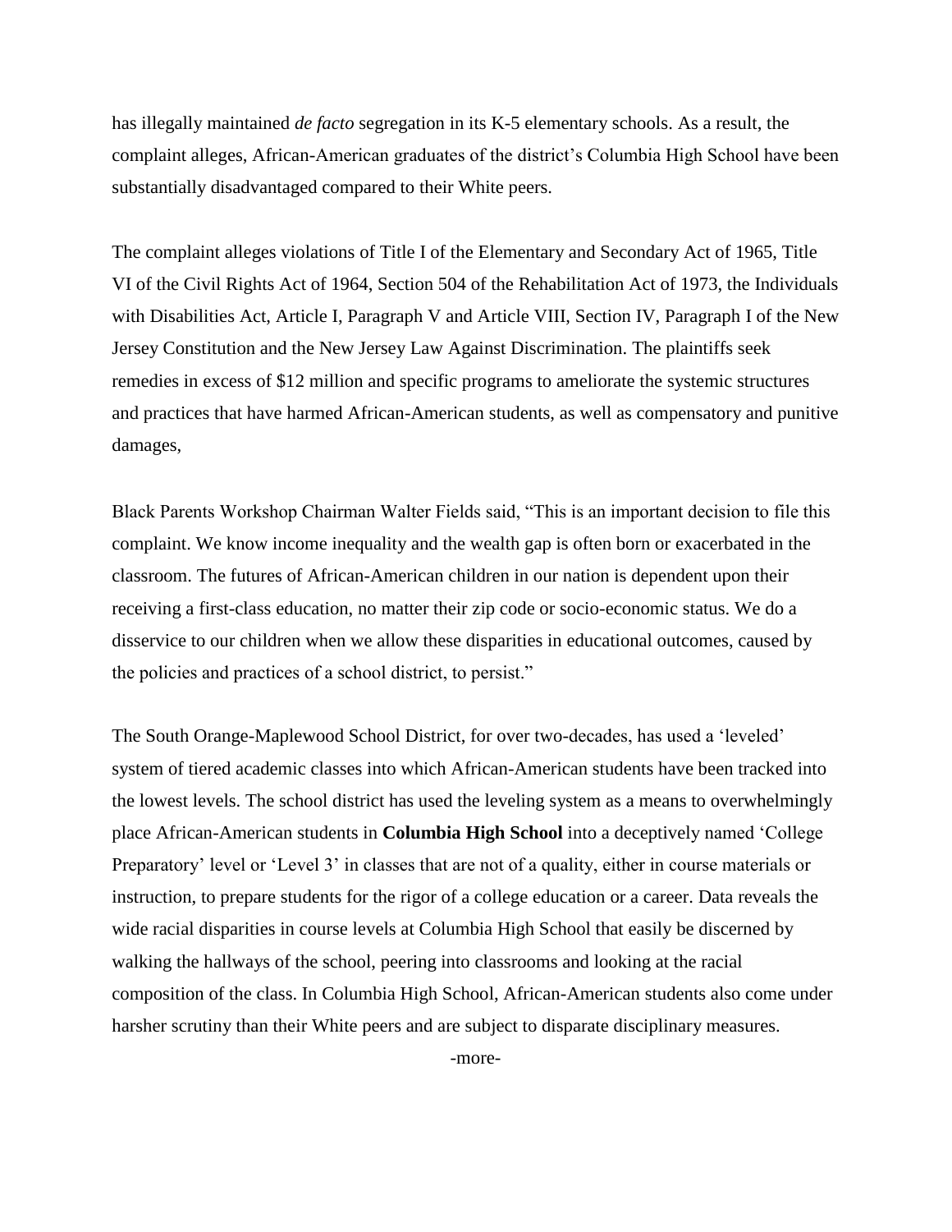has illegally maintained *de facto* segregation in its K-5 elementary schools. As a result, the complaint alleges, African-American graduates of the district's Columbia High School have been substantially disadvantaged compared to their White peers.

The complaint alleges violations of Title I of the Elementary and Secondary Act of 1965, Title VI of the Civil Rights Act of 1964, Section 504 of the Rehabilitation Act of 1973, the Individuals with Disabilities Act, Article I, Paragraph V and Article VIII, Section IV, Paragraph I of the New Jersey Constitution and the New Jersey Law Against Discrimination. The plaintiffs seek remedies in excess of $12 million and specific programs to ameliorate the systemic structures and practices that have harmed African-American students, as well as compensatory and punitive damages,

Black Parents Workshop Chairman Walter Fields said, "This is an important decision to file this complaint. We know income inequality and the wealth gap is often born or exacerbated in the classroom. The futures of African-American children in our nation is dependent upon their receiving a first-class education, no matter their zip code or socio-economic status. We do a disservice to our children when we allow these disparities in educational outcomes, caused by the policies and practices of a school district, to persist."

The South Orange-Maplewood School District, for over two-decades, has used a 'leveled' system of tiered academic classes into which African-American students have been tracked into the lowest levels. The school district has used the leveling system as a means to overwhelmingly place African-American students in **Columbia High School** into a deceptively named 'College Preparatory' level or 'Level 3' in classes that are not of a quality, either in course materials or instruction, to prepare students for the rigor of a college education or a career. Data reveals the wide racial disparities in course levels at Columbia High School that easily be discerned by walking the hallways of the school, peering into classrooms and looking at the racial composition of the class. In Columbia High School, African-American students also come under harsher scrutiny than their White peers and are subject to disparate disciplinary measures.

-more-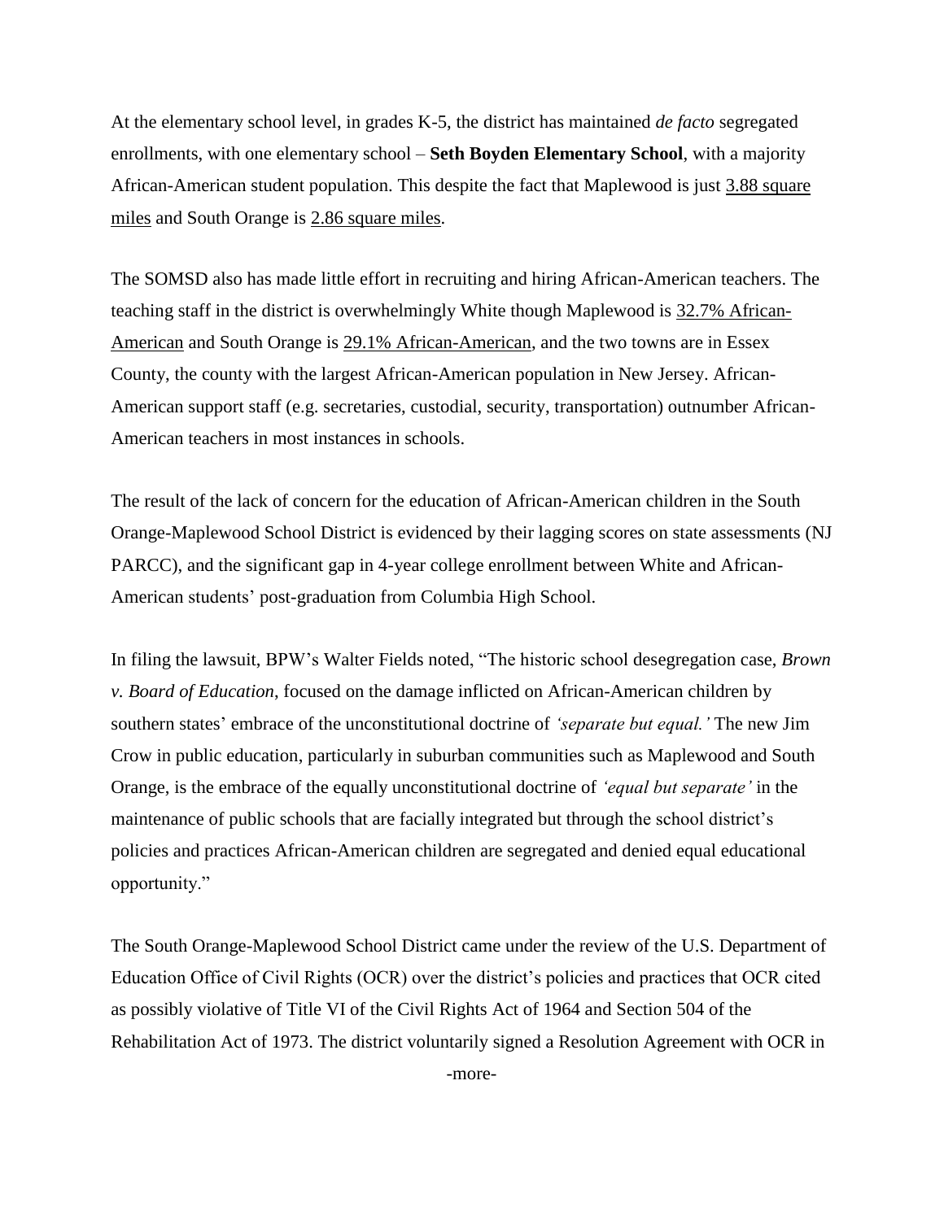At the elementary school level, in grades K-5, the district has maintained *de facto* segregated enrollments, with one elementary school – **Seth Boyden Elementary School**, with a majority African-American student population. This despite the fact that Maplewood is just 3.88 square miles and South Orange is 2.86 square miles.

The SOMSD also has made little effort in recruiting and hiring African-American teachers. The teaching staff in the district is overwhelmingly White though Maplewood is 32.7% African-American and South Orange is 29.1% African-American, and the two towns are in Essex County, the county with the largest African-American population in New Jersey. African-American support staff (e.g. secretaries, custodial, security, transportation) outnumber African-American teachers in most instances in schools.

The result of the lack of concern for the education of African-American children in the South Orange-Maplewood School District is evidenced by their lagging scores on state assessments (NJ PARCC), and the significant gap in 4-year college enrollment between White and African-American students' post-graduation from Columbia High School.

In filing the lawsuit, BPW's Walter Fields noted, "The historic school desegregation case, *Brown v. Board of Education*, focused on the damage inflicted on African-American children by southern states' embrace of the unconstitutional doctrine of *'separate but equal.'* The new Jim Crow in public education, particularly in suburban communities such as Maplewood and South Orange, is the embrace of the equally unconstitutional doctrine of *'equal but separate'* in the maintenance of public schools that are facially integrated but through the school district's policies and practices African-American children are segregated and denied equal educational opportunity."

The South Orange-Maplewood School District came under the review of the U.S. Department of Education Office of Civil Rights (OCR) over the district's policies and practices that OCR cited as possibly violative of Title VI of the Civil Rights Act of 1964 and Section 504 of the Rehabilitation Act of 1973. The district voluntarily signed a Resolution Agreement with OCR in

-more-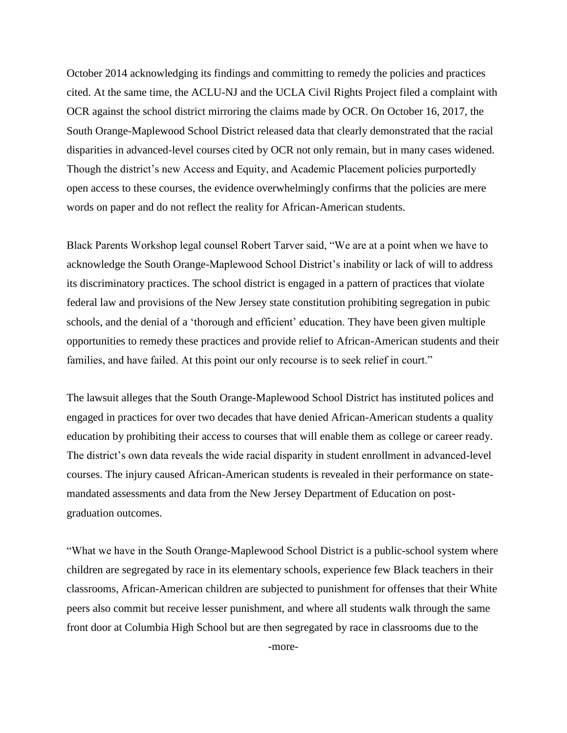October 2014 acknowledging its findings and committing to remedy the policies and practices cited. At the same time, the ACLU-NJ and the UCLA Civil Rights Project filed a complaint with OCR against the school district mirroring the claims made by OCR. On October 16, 2017, the South Orange-Maplewood School District released data that clearly demonstrated that the racial disparities in advanced-level courses cited by OCR not only remain, but in many cases widened. Though the district's new Access and Equity, and Academic Placement policies purportedly open access to these courses, the evidence overwhelmingly confirms that the policies are mere words on paper and do not reflect the reality for African-American students.

Black Parents Workshop legal counsel Robert Tarver said, "We are at a point when we have to acknowledge the South Orange-Maplewood School District's inability or lack of will to address its discriminatory practices. The school district is engaged in a pattern of practices that violate federal law and provisions of the New Jersey state constitution prohibiting segregation in pubic schools, and the denial of a 'thorough and efficient' education. They have been given multiple opportunities to remedy these practices and provide relief to African-American students and their families, and have failed. At this point our only recourse is to seek relief in court."

The lawsuit alleges that the South Orange-Maplewood School District has instituted polices and engaged in practices for over two decades that have denied African-American students a quality education by prohibiting their access to courses that will enable them as college or career ready. The district's own data reveals the wide racial disparity in student enrollment in advanced-level courses. The injury caused African-American students is revealed in their performance on state-mandated assessments and data from the New Jersey Department of Education on post-graduation outcomes.

"What we have in the South Orange-Maplewood School District is a public-school system where children are segregated by race in its elementary schools, experience few Black teachers in their classrooms, African-American children are subjected to punishment for offenses that their White peers also commit but receive lesser punishment, and where all students walk through the same front door at Columbia High School but are then segregated by race in classrooms due to the

-more-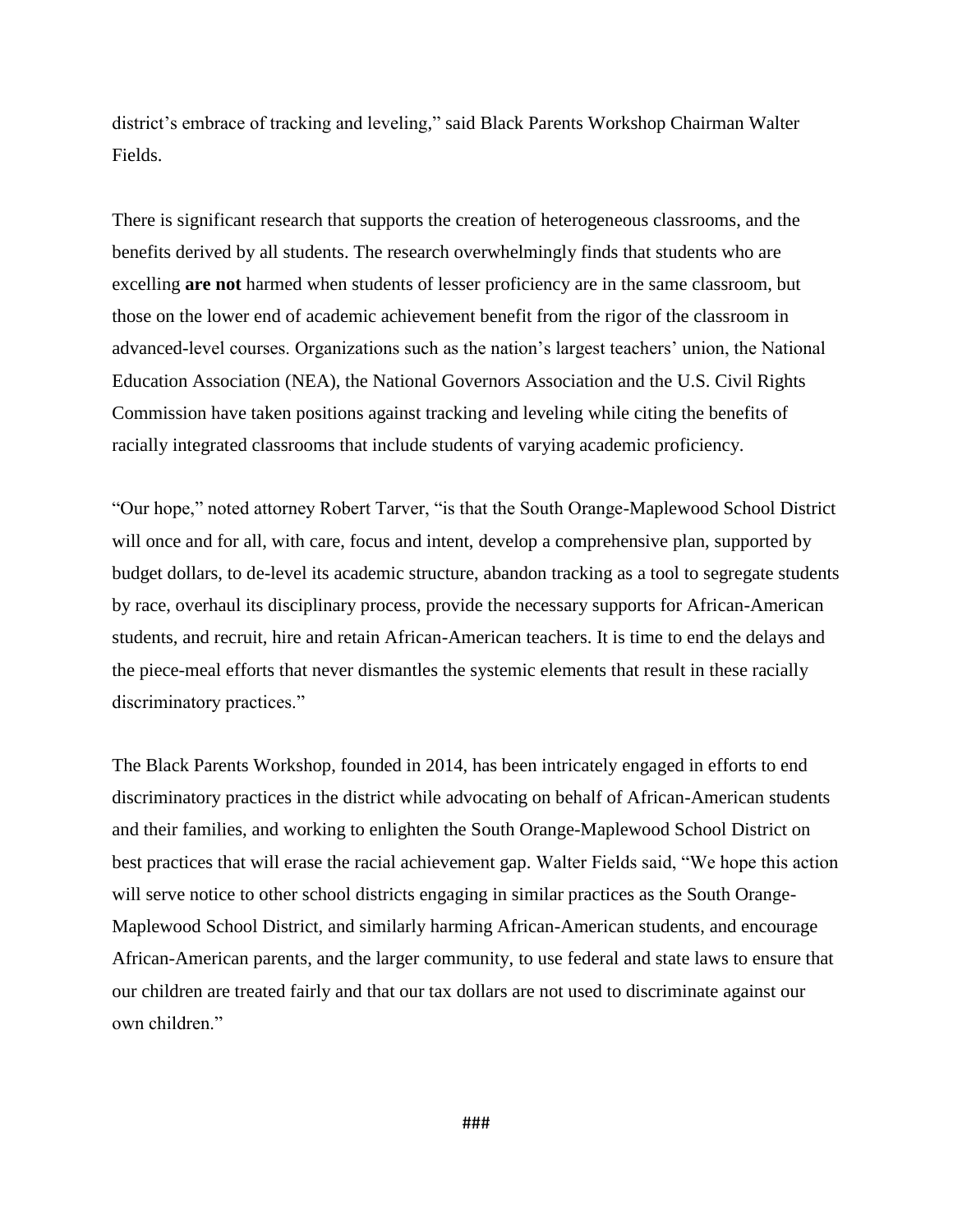district's embrace of tracking and leveling," said Black Parents Workshop Chairman Walter Fields.

There is significant research that supports the creation of heterogeneous classrooms, and the benefits derived by all students. The research overwhelmingly finds that students who are excelling **are not** harmed when students of lesser proficiency are in the same classroom, but those on the lower end of academic achievement benefit from the rigor of the classroom in advanced-level courses. Organizations such as the nation's largest teachers' union, the National Education Association (NEA), the National Governors Association and the U.S. Civil Rights Commission have taken positions against tracking and leveling while citing the benefits of racially integrated classrooms that include students of varying academic proficiency.

"Our hope," noted attorney Robert Tarver, "is that the South Orange-Maplewood School District will once and for all, with care, focus and intent, develop a comprehensive plan, supported by budget dollars, to de-level its academic structure, abandon tracking as a tool to segregate students by race, overhaul its disciplinary process, provide the necessary supports for African-American students, and recruit, hire and retain African-American teachers. It is time to end the delays and the piece-meal efforts that never dismantles the systemic elements that result in these racially discriminatory practices."

The Black Parents Workshop, founded in 2014, has been intricately engaged in efforts to end discriminatory practices in the district while advocating on behalf of African-American students and their families, and working to enlighten the South Orange-Maplewood School District on best practices that will erase the racial achievement gap. Walter Fields said, "We hope this action will serve notice to other school districts engaging in similar practices as the South Orange-Maplewood School District, and similarly harming African-American students, and encourage African-American parents, and the larger community, to use federal and state laws to ensure that our children are treated fairly and that our tax dollars are not used to discriminate against our own children."

###